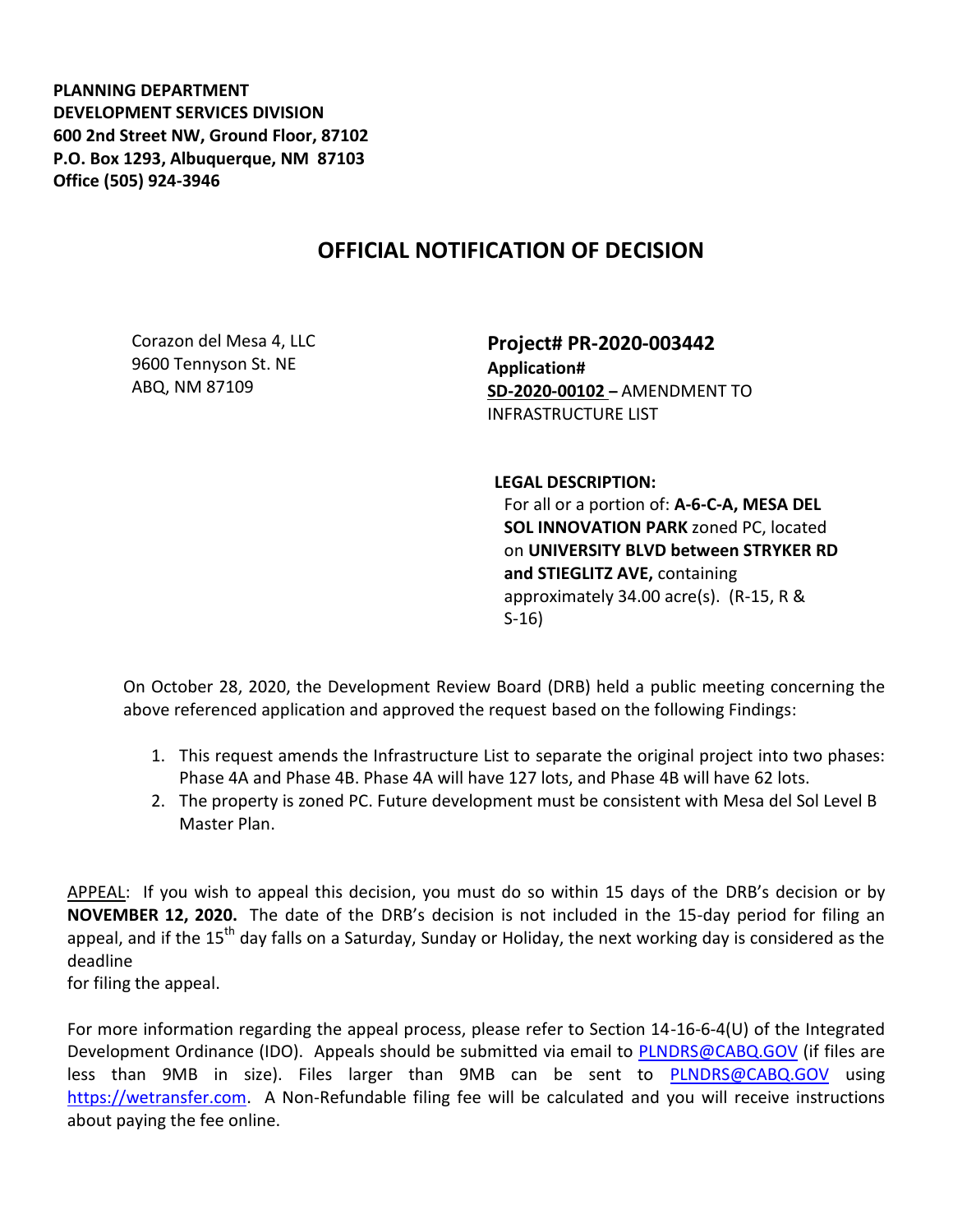**PLANNING DEPARTMENT**
**DEVELOPMENT SERVICES DIVISION**
**600 2nd Street NW, Ground Floor, 87102**
**P.O. Box 1293, Albuquerque, NM 87103**
**Office (505) 924-3946**

# OFFICIAL NOTIFICATION OF DECISION

Corazon del Mesa 4, LLC
9600 Tennyson St. NE
ABQ, NM 87109

## Project# PR-2020-003442

**Application#**
**SD-2020-00102 –** AMENDMENT TO INFRASTRUCTURE LIST

**LEGAL DESCRIPTION:**
For all or a portion of: **A-6-C-A, MESA DEL SOL INNOVATION PARK** zoned PC, located on **UNIVERSITY BLVD between STRYKER RD and STIEGLITZ AVE,** containing approximately 34.00 acre(s). (R-15, R & S-16)

On October 28, 2020, the Development Review Board (DRB) held a public meeting concerning the above referenced application and approved the request based on the following Findings:

1. This request amends the Infrastructure List to separate the original project into two phases: Phase 4A and Phase 4B. Phase 4A will have 127 lots, and Phase 4B will have 62 lots.
2. The property is zoned PC. Future development must be consistent with Mesa del Sol Level B Master Plan.

APPEAL: If you wish to appeal this decision, you must do so within 15 days of the DRB's decision or by **NOVEMBER 12, 2020.** The date of the DRB's decision is not included in the 15-day period for filing an appeal, and if the 15th day falls on a Saturday, Sunday or Holiday, the next working day is considered as the deadline for filing the appeal.

For more information regarding the appeal process, please refer to Section 14-16-6-4(U) of the Integrated Development Ordinance (IDO). Appeals should be submitted via email to PLNDRS@CABQ.GOV (if files are less than 9MB in size). Files larger than 9MB can be sent to PLNDRS@CABQ.GOV using https://wetransfer.com. A Non-Refundable filing fee will be calculated and you will receive instructions about paying the fee online.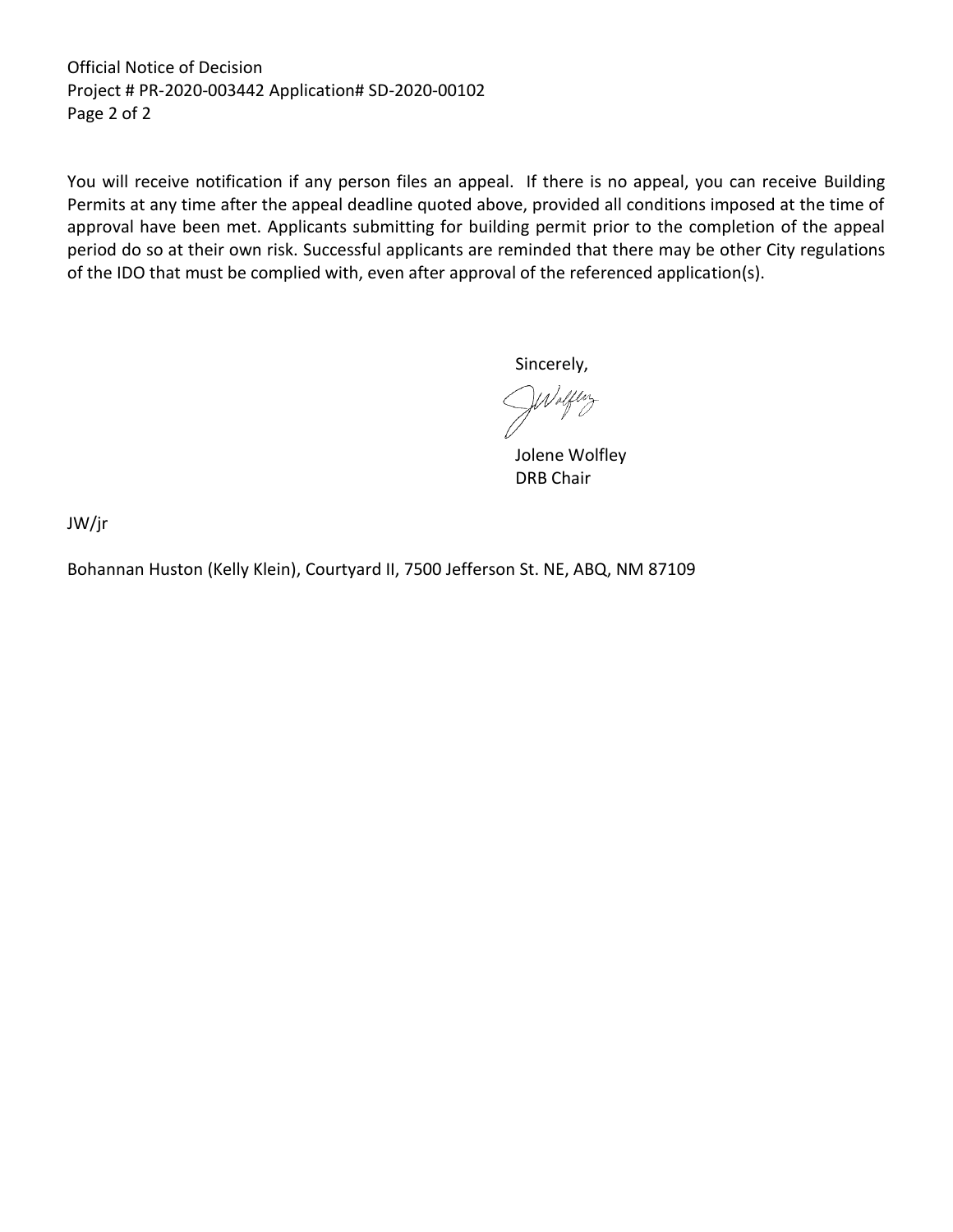You will receive notification if any person files an appeal. If there is no appeal, you can receive Building Permits at any time after the appeal deadline quoted above, provided all conditions imposed at the time of approval have been met. Applicants submitting for building permit prior to the completion of the appeal period do so at their own risk. Successful applicants are reminded that there may be other City regulations of the IDO that must be complied with, even after approval of the referenced application(s).

Sincerely,

Jolene Wolfley
DRB Chair

JW/jr

Bohannan Huston (Kelly Klein), Courtyard II, 7500 Jefferson St. NE, ABQ, NM 87109